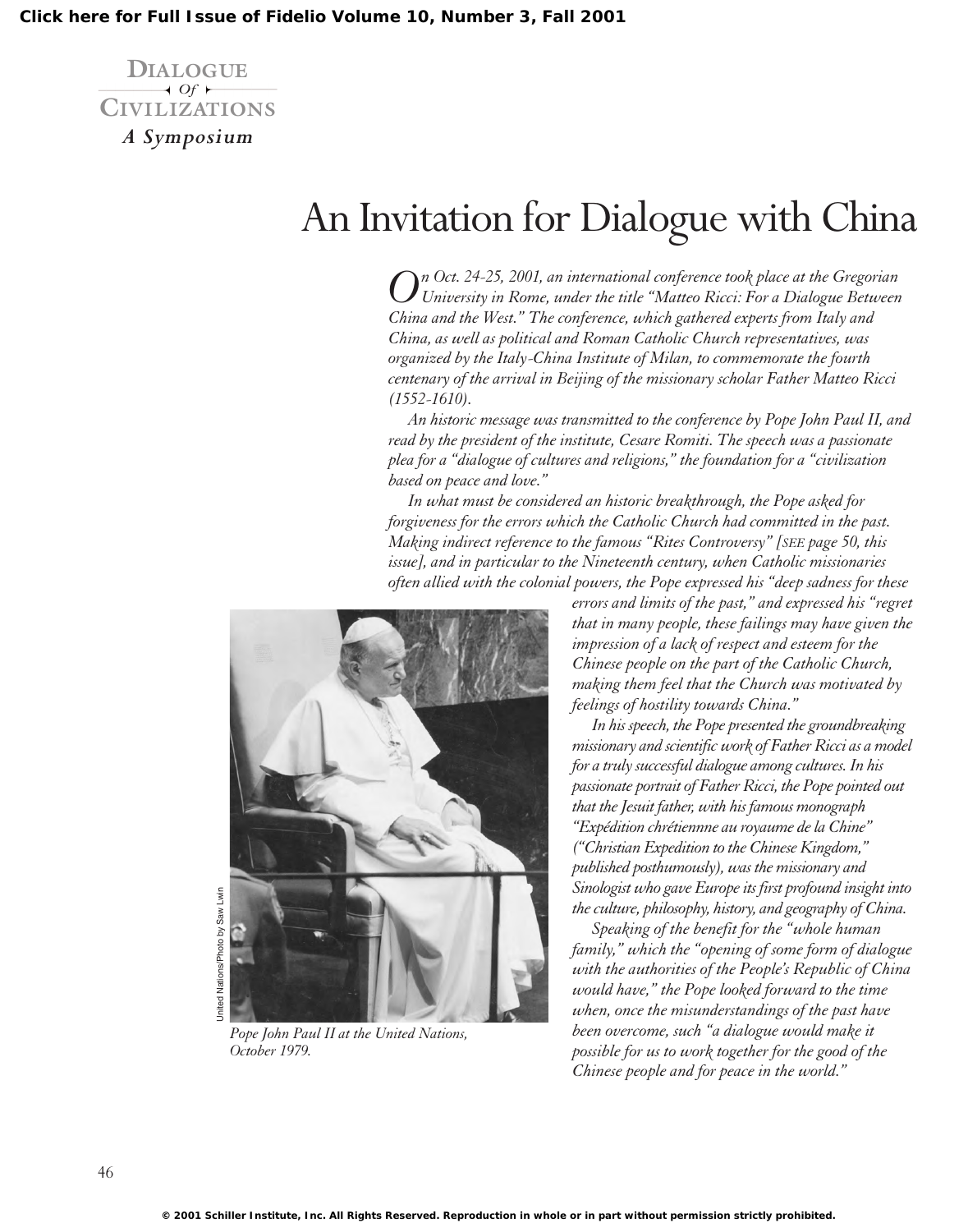Dialogue of Civilizations: A Symposium

# An Invitation for Dialogue with China

*On Oct. 24-25, 2001, an international conference took place at the Gregorian University in Rome, under the title "Matteo Ricci: For a Dialogue Between China and the West." The conference, which gathered experts from Italy and China, as well as political and Roman Catholic Church representatives, was organized by the Italy-China Institute of Milan, to commemorate the fourth centenary of the arrival in Beijing of the missionary scholar Father Matteo Ricci (1552-1610).*

*An historic message was transmitted to the conference by Pope John Paul II, and read by the president of the institute, Cesare Romiti. The speech was a passionate plea for a "dialogue of cultures and religions," the foundation for a "civilization based on peace and love."*

*In what must be considered an historic breakthrough, the Pope asked for forgiveness for the errors which the Catholic Church had committed in the past. Making indirect reference to the famous "Rites Controversy" [SEE page 50, this issue], and in particular to the Nineteenth century, when Catholic missionaries often allied with the colonial powers, the Pope expressed his "deep sadness for these errors and limits of the past," and expressed his "regret that in many people, these failings may have given the impression of a lack of respect and esteem for the Chinese people on the part of the Catholic Church, making them feel that the Church was motivated by feelings of hostility towards China."*

*In his speech, the Pope presented the groundbreaking missionary and scientific work of Father Ricci as a model for a truly successful dialogue among cultures. In his passionate portrait of Father Ricci, the Pope pointed out that the Jesuit father, with his famous monograph "Expédition chrétienne au royaume de la Chine" ("Christian Expedition to the Chinese Kingdom," published posthumously), was the missionary and Sinologist who gave Europe its first profound insight into the culture, philosophy, history, and geography of China.*

*Speaking of the benefit for the "whole human family," which the "opening of some form of dialogue with the authorities of the People's Republic of China would have," the Pope looked forward to the time when, once the misunderstandings of the past have been overcome, such "a dialogue would make it possible for us to work together for the good of the Chinese people and for peace in the world."*

United Nations/Photo by Saw Lwin

*Pope John Paul II at the United Nations, October 1979.*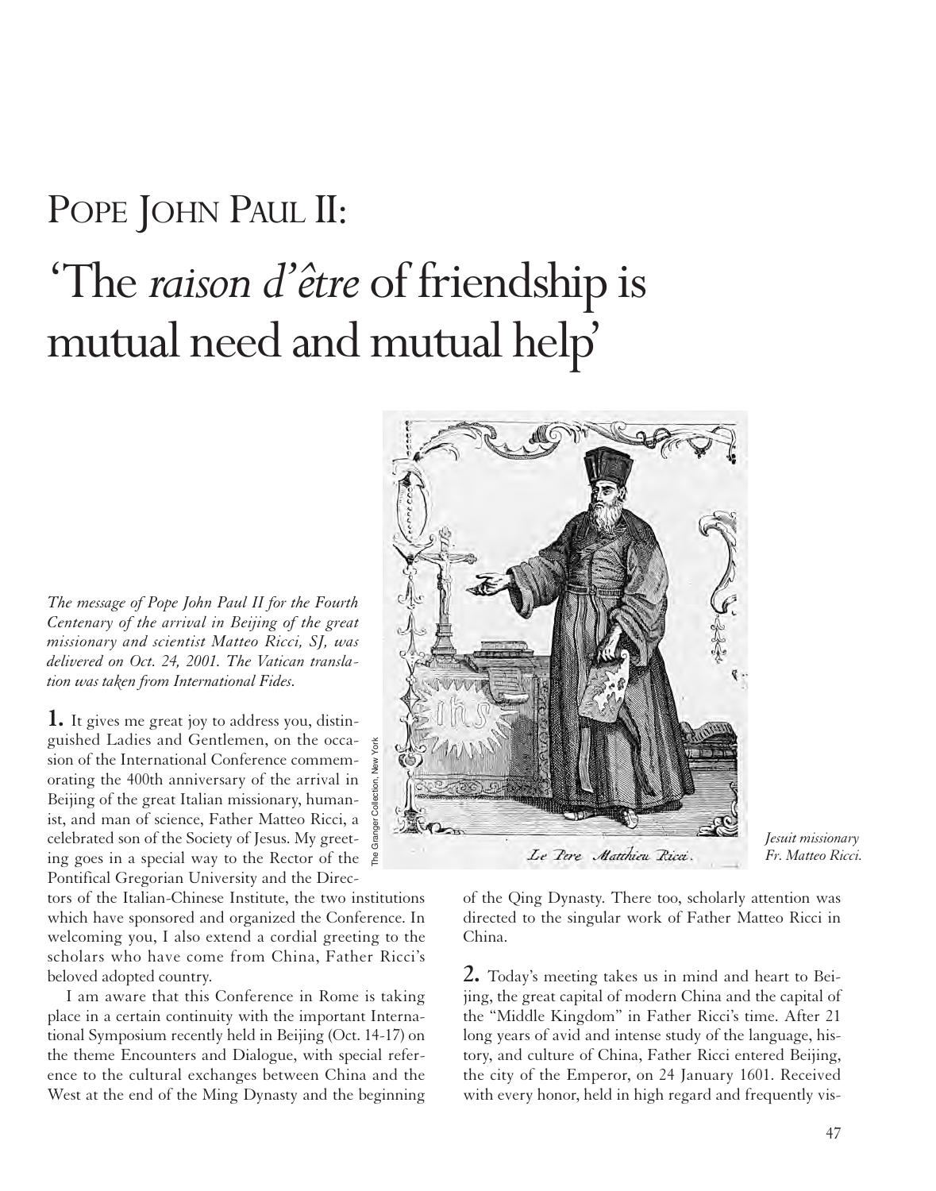# Pope John Paul II:

# 'The *raison d'être* of friendship is mutual need and mutual help'

*The message of Pope John Paul II for the Fourth Centenary of the arrival in Beijing of the great missionary and scientist Matteo Ricci, SJ, was delivered on Oct. 24, 2001. The Vatican translation was taken from International Fides.*

*Jesuit missionary Fr. Matteo Ricci.*

**1.** It gives me great joy to address you, distinguished Ladies and Gentlemen, on the occasion of the International Conference commemorating the 400th anniversary of the arrival in Beijing of the great Italian missionary, humanist, and man of science, Father Matteo Ricci, a celebrated son of the Society of Jesus. My greeting goes in a special way to the Rector of the Pontifical Gregorian University and the Directors of the Italian-Chinese Institute, the two institutions which have sponsored and organized the Conference. In welcoming you, I also extend a cordial greeting to the scholars who have come from China, Father Ricci's beloved adopted country.

I am aware that this Conference in Rome is taking place in a certain continuity with the important International Symposium recently held in Beijing (Oct. 14-17) on the theme Encounters and Dialogue, with special reference to the cultural exchanges between China and the West at the end of the Ming Dynasty and the beginning of the Qing Dynasty. There too, scholarly attention was directed to the singular work of Father Matteo Ricci in China.

**2.** Today's meeting takes us in mind and heart to Beijing, the great capital of modern China and the capital of the "Middle Kingdom" in Father Ricci's time. After 21 long years of avid and intense study of the language, history, and culture of China, Father Ricci entered Beijing, the city of the Emperor, on 24 January 1601. Received with every honor, held in high regard and frequently vis-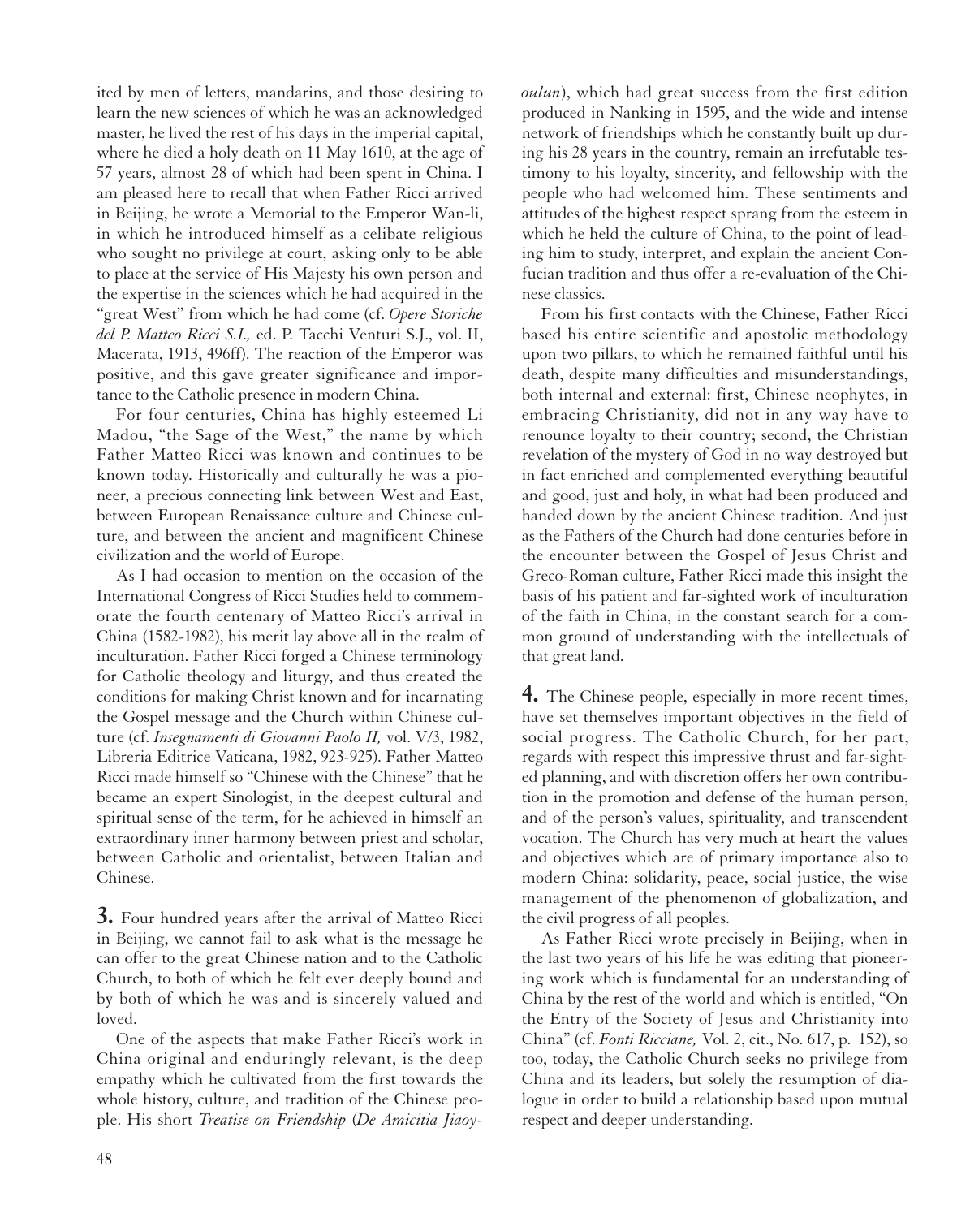ited by men of letters, mandarins, and those desiring to learn the new sciences of which he was an acknowledged master, he lived the rest of his days in the imperial capital, where he died a holy death on 11 May 1610, at the age of 57 years, almost 28 of which had been spent in China. I am pleased here to recall that when Father Ricci arrived in Beijing, he wrote a Memorial to the Emperor Wan-li, in which he introduced himself as a celibate religious who sought no privilege at court, asking only to be able to place at the service of His Majesty his own person and the expertise in the sciences which he had acquired in the "great West" from which he had come (cf. *Opere Storiche del P. Matteo Ricci S.I.,* ed. P. Tacchi Venturi S.J., vol. II, Macerata, 1913, 496ff). The reaction of the Emperor was positive, and this gave greater significance and importance to the Catholic presence in modern China.

For four centuries, China has highly esteemed Li Madou, "the Sage of the West," the name by which Father Matteo Ricci was known and continues to be known today. Historically and culturally he was a pioneer, a precious connecting link between West and East, between European Renaissance culture and Chinese culture, and between the ancient and magnificent Chinese civilization and the world of Europe.

As I had occasion to mention on the occasion of the International Congress of Ricci Studies held to commemorate the fourth centenary of Matteo Ricci's arrival in China (1582-1982), his merit lay above all in the realm of inculturation. Father Ricci forged a Chinese terminology for Catholic theology and liturgy, and thus created the conditions for making Christ known and for incarnating the Gospel message and the Church within Chinese culture (cf. *Insegnamenti di Giovanni Paolo II,* vol. V/3, 1982, Libreria Editrice Vaticana, 1982, 923-925). Father Matteo Ricci made himself so "Chinese with the Chinese" that he became an expert Sinologist, in the deepest cultural and spiritual sense of the term, for he achieved in himself an extraordinary inner harmony between priest and scholar, between Catholic and orientalist, between Italian and Chinese.

**3.** Four hundred years after the arrival of Matteo Ricci in Beijing, we cannot fail to ask what is the message he can offer to the great Chinese nation and to the Catholic Church, to both of which he felt ever deeply bound and by both of which he was and is sincerely valued and loved.

One of the aspects that make Father Ricci's work in China original and enduringly relevant, is the deep empathy which he cultivated from the first towards the whole history, culture, and tradition of the Chinese people. His short *Treatise on Friendship* (*De Amicitia Jiaoyoulun*), which had great success from the first edition produced in Nanking in 1595, and the wide and intense network of friendships which he constantly built up during his 28 years in the country, remain an irrefutable testimony to his loyalty, sincerity, and fellowship with the people who had welcomed him. These sentiments and attitudes of the highest respect sprang from the esteem in which he held the culture of China, to the point of leading him to study, interpret, and explain the ancient Confucian tradition and thus offer a re-evaluation of the Chinese classics.

From his first contacts with the Chinese, Father Ricci based his entire scientific and apostolic methodology upon two pillars, to which he remained faithful until his death, despite many difficulties and misunderstandings, both internal and external: first, Chinese neophytes, in embracing Christianity, did not in any way have to renounce loyalty to their country; second, the Christian revelation of the mystery of God in no way destroyed but in fact enriched and complemented everything beautiful and good, just and holy, in what had been produced and handed down by the ancient Chinese tradition. And just as the Fathers of the Church had done centuries before in the encounter between the Gospel of Jesus Christ and Greco-Roman culture, Father Ricci made this insight the basis of his patient and far-sighted work of inculturation of the faith in China, in the constant search for a common ground of understanding with the intellectuals of that great land.

**4.** The Chinese people, especially in more recent times, have set themselves important objectives in the field of social progress. The Catholic Church, for her part, regards with respect this impressive thrust and far-sighted planning, and with discretion offers her own contribution in the promotion and defense of the human person, and of the person's values, spirituality, and transcendent vocation. The Church has very much at heart the values and objectives which are of primary importance also to modern China: solidarity, peace, social justice, the wise management of the phenomenon of globalization, and the civil progress of all peoples.

As Father Ricci wrote precisely in Beijing, when in the last two years of his life he was editing that pioneering work which is fundamental for an understanding of China by the rest of the world and which is entitled, "On the Entry of the Society of Jesus and Christianity into China" (cf. *Fonti Ricciane,* Vol. 2, cit., No. 617, p. 152), so too, today, the Catholic Church seeks no privilege from China and its leaders, but solely the resumption of dialogue in order to build a relationship based upon mutual respect and deeper understanding.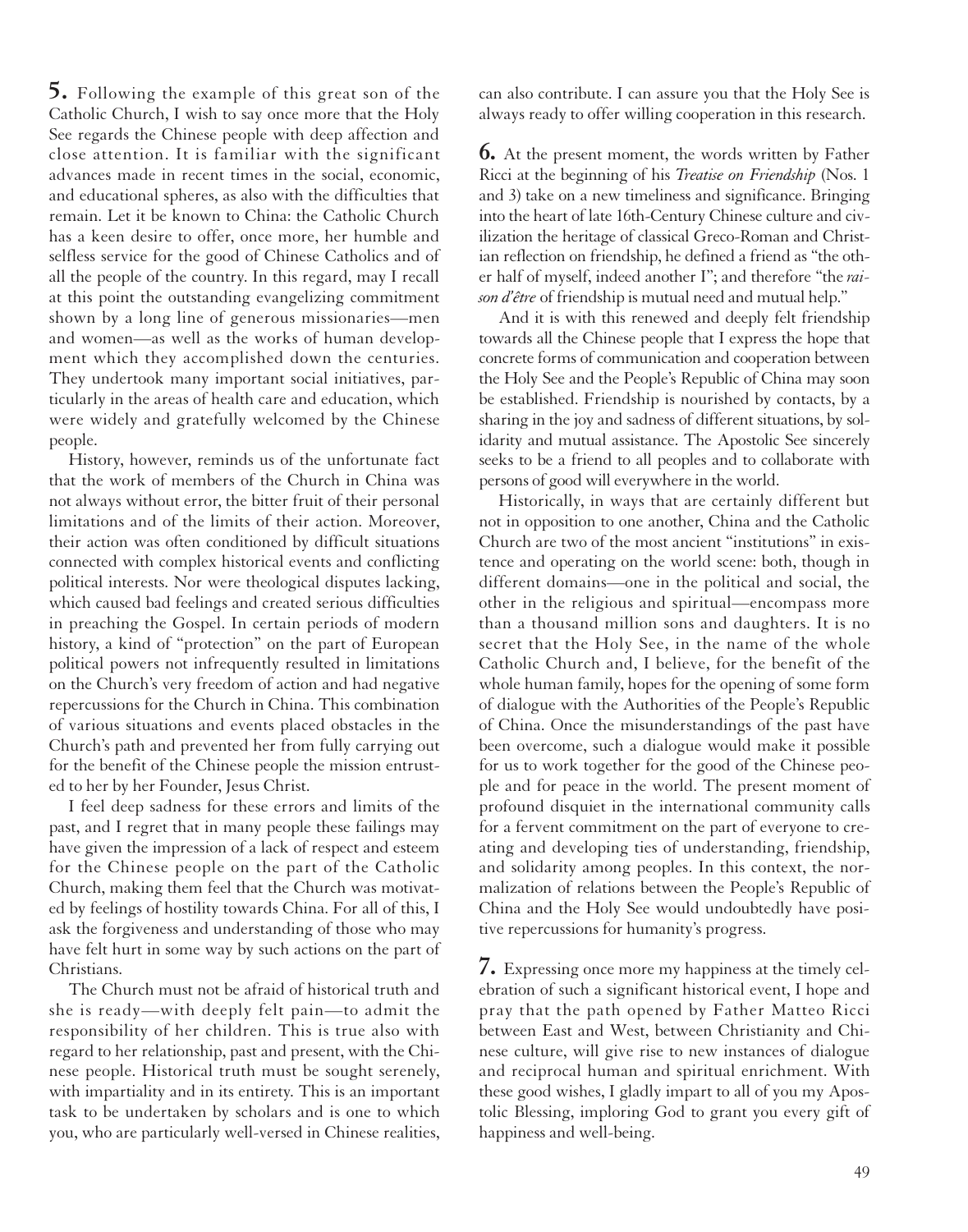**5.** Following the example of this great son of the Catholic Church, I wish to say once more that the Holy See regards the Chinese people with deep affection and close attention. It is familiar with the significant advances made in recent times in the social, economic, and educational spheres, as also with the difficulties that remain. Let it be known to China: the Catholic Church has a keen desire to offer, once more, her humble and selfless service for the good of Chinese Catholics and of all the people of the country. In this regard, may I recall at this point the outstanding evangelizing commitment shown by a long line of generous missionaries—men and women—as well as the works of human development which they accomplished down the centuries. They undertook many important social initiatives, particularly in the areas of health care and education, which were widely and gratefully welcomed by the Chinese people.

History, however, reminds us of the unfortunate fact that the work of members of the Church in China was not always without error, the bitter fruit of their personal limitations and of the limits of their action. Moreover, their action was often conditioned by difficult situations connected with complex historical events and conflicting political interests. Nor were theological disputes lacking, which caused bad feelings and created serious difficulties in preaching the Gospel. In certain periods of modern history, a kind of "protection" on the part of European political powers not infrequently resulted in limitations on the Church's very freedom of action and had negative repercussions for the Church in China. This combination of various situations and events placed obstacles in the Church's path and prevented her from fully carrying out for the benefit of the Chinese people the mission entrusted to her by her Founder, Jesus Christ.

I feel deep sadness for these errors and limits of the past, and I regret that in many people these failings may have given the impression of a lack of respect and esteem for the Chinese people on the part of the Catholic Church, making them feel that the Church was motivated by feelings of hostility towards China. For all of this, I ask the forgiveness and understanding of those who may have felt hurt in some way by such actions on the part of Christians.

The Church must not be afraid of historical truth and she is ready—with deeply felt pain—to admit the responsibility of her children. This is true also with regard to her relationship, past and present, with the Chinese people. Historical truth must be sought serenely, with impartiality and in its entirety. This is an important task to be undertaken by scholars and is one to which you, who are particularly well-versed in Chinese realities, can also contribute. I can assure you that the Holy See is always ready to offer willing cooperation in this research.

**6.** At the present moment, the words written by Father Ricci at the beginning of his *Treatise on Friendship* (Nos. 1 and 3) take on a new timeliness and significance. Bringing into the heart of late 16th-Century Chinese culture and civilization the heritage of classical Greco-Roman and Christian reflection on friendship, he defined a friend as "the other half of myself, indeed another I"; and therefore "the *raison d'être* of friendship is mutual need and mutual help."

And it is with this renewed and deeply felt friendship towards all the Chinese people that I express the hope that concrete forms of communication and cooperation between the Holy See and the People's Republic of China may soon be established. Friendship is nourished by contacts, by a sharing in the joy and sadness of different situations, by solidarity and mutual assistance. The Apostolic See sincerely seeks to be a friend to all peoples and to collaborate with persons of good will everywhere in the world.

Historically, in ways that are certainly different but not in opposition to one another, China and the Catholic Church are two of the most ancient "institutions" in existence and operating on the world scene: both, though in different domains—one in the political and social, the other in the religious and spiritual—encompass more than a thousand million sons and daughters. It is no secret that the Holy See, in the name of the whole Catholic Church and, I believe, for the benefit of the whole human family, hopes for the opening of some form of dialogue with the Authorities of the People's Republic of China. Once the misunderstandings of the past have been overcome, such a dialogue would make it possible for us to work together for the good of the Chinese people and for peace in the world. The present moment of profound disquiet in the international community calls for a fervent commitment on the part of everyone to creating and developing ties of understanding, friendship, and solidarity among peoples. In this context, the normalization of relations between the People's Republic of China and the Holy See would undoubtedly have positive repercussions for humanity's progress.

**7.** Expressing once more my happiness at the timely celebration of such a significant historical event, I hope and pray that the path opened by Father Matteo Ricci between East and West, between Christianity and Chinese culture, will give rise to new instances of dialogue and reciprocal human and spiritual enrichment. With these good wishes, I gladly impart to all of you my Apostolic Blessing, imploring God to grant you every gift of happiness and well-being.